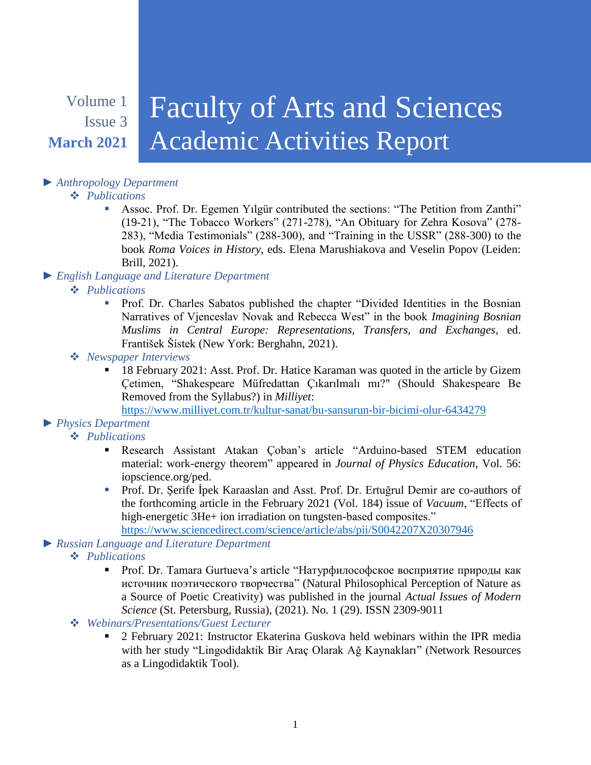Volume 1
Issue 3
**March 2021**

# Faculty of Arts and Sciences Academic Activities Report

- ► *Anthropology Department*
  - ❖ *Publications*
    - Assoc. Prof. Dr. Egemen Yılgür contributed the sections: “The Petition from Zanthi” (19-21), “The Tobacco Workers” (271-278), “An Obituary for Zehra Kosova” (278-283), “Media Testimonials” (288-300), and “Training in the USSR” (288-300) to the book *Roma Voices in History*, eds. Elena Marushiakova and Veselin Popov (Leiden: Brill, 2021).
- ► *English Language and Literature Department*
  - ❖ *Publications*
    - Prof. Dr. Charles Sabatos published the chapter “Divided Identities in the Bosnian Narratives of Vjenceslav Novak and Rebecca West” in the book *Imagining Bosnian Muslims in Central Europe: Representations, Transfers, and Exchanges*, ed. František Šístek (New York: Berghahn, 2021).
  - ❖ *Newspaper Interviews*
    - 18 February 2021: Asst. Prof. Dr. Hatice Karaman was quoted in the article by Gizem Çetimen, “Shakespeare Müfredattan Çıkarılmalı mı?" (Should Shakespeare Be Removed from the Syllabus?) in *Milliyet*: https://www.milliyet.com.tr/kultur-sanat/bu-sansurun-bir-bicimi-olur-6434279
- ► *Physics Department*
  - ❖ *Publications*
    - Research Assistant Atakan Çoban’s article “Arduino-based STEM education material: work-energy theorem” appeared in *Journal of Physics Education*, Vol. 56: iopscience.org/ped.
    - Prof. Dr. Şerife İpek Karaaslan and Asst. Prof. Dr. Ertuğrul Demir are co-authors of the forthcoming article in the February 2021 (Vol. 184) issue of *Vacuum*, “Effects of high-energetic 3He+ ion irradiation on tungsten-based composites.” https://www.sciencedirect.com/science/article/abs/pii/S0042207X20307946
- ► *Russian Language and Literature Department*
  - ❖ *Publications*
    - Prof. Dr. Tamara Gurtueva’s article “Натурфилософское восприятие природы как источник поэтического творчества” (Natural Philosophical Perception of Nature as a Source of Poetic Creativity) was published in the journal *Actual Issues of Modern Science* (St. Petersburg, Russia), (2021). No. 1 (29). ISSN 2309-9011
  - ❖ *Webinars/Presentations/Guest Lecturer*
    - 2 February 2021: Instructor Ekaterina Guskova held webinars within the IPR media with her study “Lingodidaktik Bir Araç Olarak Ağ Kaynakları” (Network Resources as a Lingodidaktik Tool).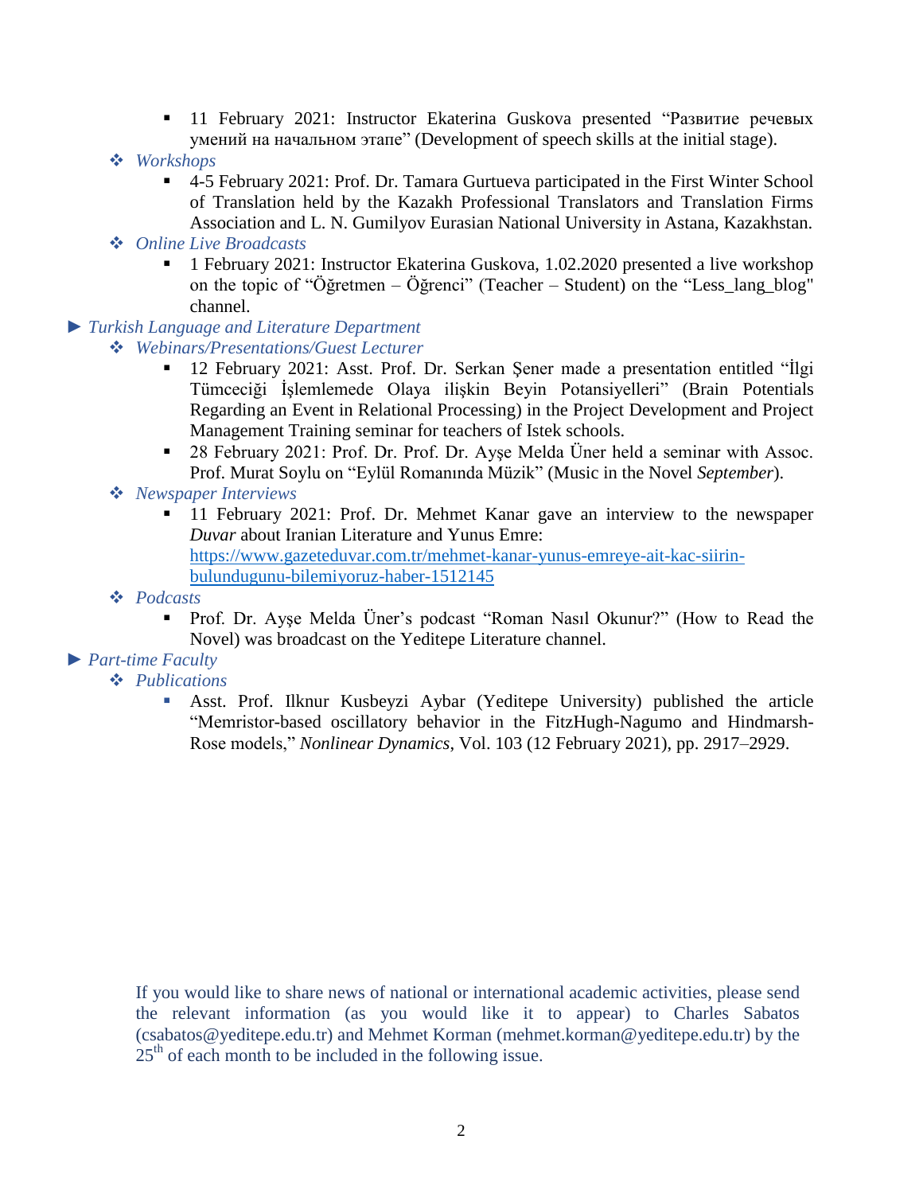- 11 February 2021: Instructor Ekaterina Guskova presented “Развитие речевых умений на начальном этапе” (Development of speech skills at the initial stage).

- *Workshops*
  - 4-5 February 2021: Prof. Dr. Tamara Gurtueva participated in the First Winter School of Translation held by the Kazakh Professional Translators and Translation Firms Association and L. N. Gumilyov Eurasian National University in Astana, Kazakhstan.
- *Online Live Broadcasts*
  - 1 February 2021: Instructor Ekaterina Guskova, 1.02.2020 presented a live workshop on the topic of “Öğretmen – Öğrenci” (Teacher – Student) on the “Less_lang_blog" channel.

► *Turkish Language and Literature Department*

- *Webinars/Presentations/Guest Lecturer*
  - 12 February 2021: Asst. Prof. Dr. Serkan Şener made a presentation entitled “İlgi Tümceciği İşlemlemede Olaya ilişkin Beyin Potansiyelleri” (Brain Potentials Regarding an Event in Relational Processing) in the Project Development and Project Management Training seminar for teachers of Istek schools.
  - 28 February 2021: Prof. Dr. Prof. Dr. Ayşe Melda Üner held a seminar with Assoc. Prof. Murat Soylu on “Eylül Romanında Müzik” (Music in the Novel *September*).
- *Newspaper Interviews*
  - 11 February 2021: Prof. Dr. Mehmet Kanar gave an interview to the newspaper *Duvar* about Iranian Literature and Yunus Emre: https://www.gazeteduvar.com.tr/mehmet-kanar-yunus-emreye-ait-kac-siirin-bulundugunu-bilemiyoruz-haber-1512145
- *Podcasts*
  - Prof. Dr. Ayşe Melda Üner’s podcast “Roman Nasıl Okunur?” (How to Read the Novel) was broadcast on the Yeditepe Literature channel.

► *Part-time Faculty*

- *Publications*
  - Asst. Prof. Ilknur Kusbeyzi Aybar (Yeditepe University) published the article “Memristor-based oscillatory behavior in the FitzHugh-Nagumo and Hindmarsh-Rose models,” *Nonlinear Dynamics*, Vol. 103 (12 February 2021), pp. 2917–2929.

If you would like to share news of national or international academic activities, please send the relevant information (as you would like it to appear) to Charles Sabatos (csabatos@yeditepe.edu.tr) and Mehmet Korman (mehmet.korman@yeditepe.edu.tr) by the 25th of each month to be included in the following issue.